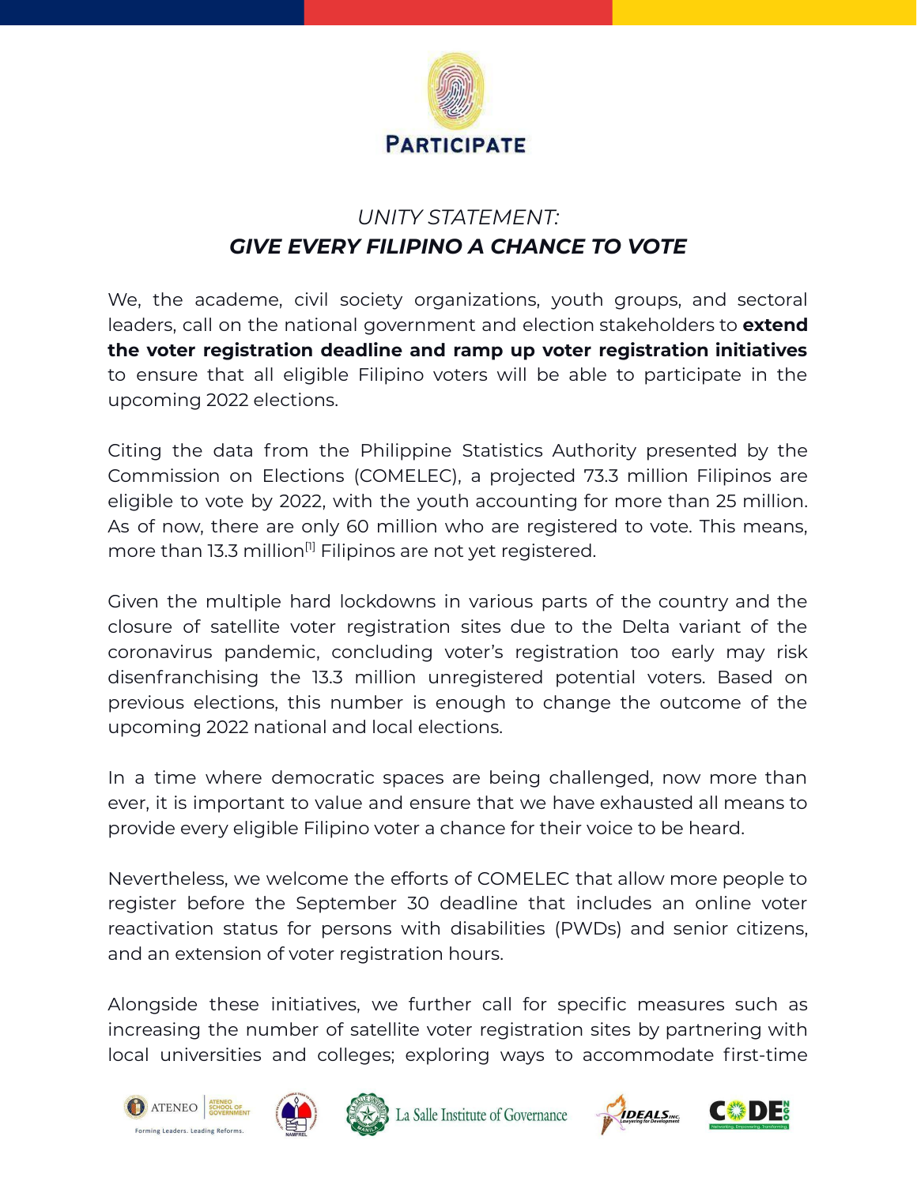PARTICIPATE

# *UNITY STATEMENT:*
# ***GIVE EVERY FILIPINO A CHANCE TO VOTE***

We, the academe, civil society organizations, youth groups, and sectoral leaders, call on the national government and election stakeholders to **extend the voter registration deadline and ramp up voter registration initiatives** to ensure that all eligible Filipino voters will be able to participate in the upcoming 2022 elections.

Citing the data from the Philippine Statistics Authority presented by the Commission on Elections (COMELEC), a projected 73.3 million Filipinos are eligible to vote by 2022, with the youth accounting for more than 25 million. As of now, there are only 60 million who are registered to vote. This means, more than 13.3 million[1] Filipinos are not yet registered.

Given the multiple hard lockdowns in various parts of the country and the closure of satellite voter registration sites due to the Delta variant of the coronavirus pandemic, concluding voter's registration too early may risk disenfranchising the 13.3 million unregistered potential voters. Based on previous elections, this number is enough to change the outcome of the upcoming 2022 national and local elections.

In a time where democratic spaces are being challenged, now more than ever, it is important to value and ensure that we have exhausted all means to provide every eligible Filipino voter a chance for their voice to be heard.

Nevertheless, we welcome the efforts of COMELEC that allow more people to register before the September 30 deadline that includes an online voter reactivation status for persons with disabilities (PWDs) and senior citizens, and an extension of voter registration hours.

Alongside these initiatives, we further call for specific measures such as increasing the number of satellite voter registration sites by partnering with local universities and colleges; exploring ways to accommodate first-time

ATENEO | ATENEO SCHOOL OF GOVERNMENT — Forming Leaders. Leading Reforms. | NAMFREL | La Salle Institute of Governance | IDEALS Inc. Lawyering for Development | CODE NGO — Networking. Empowering. Transforming.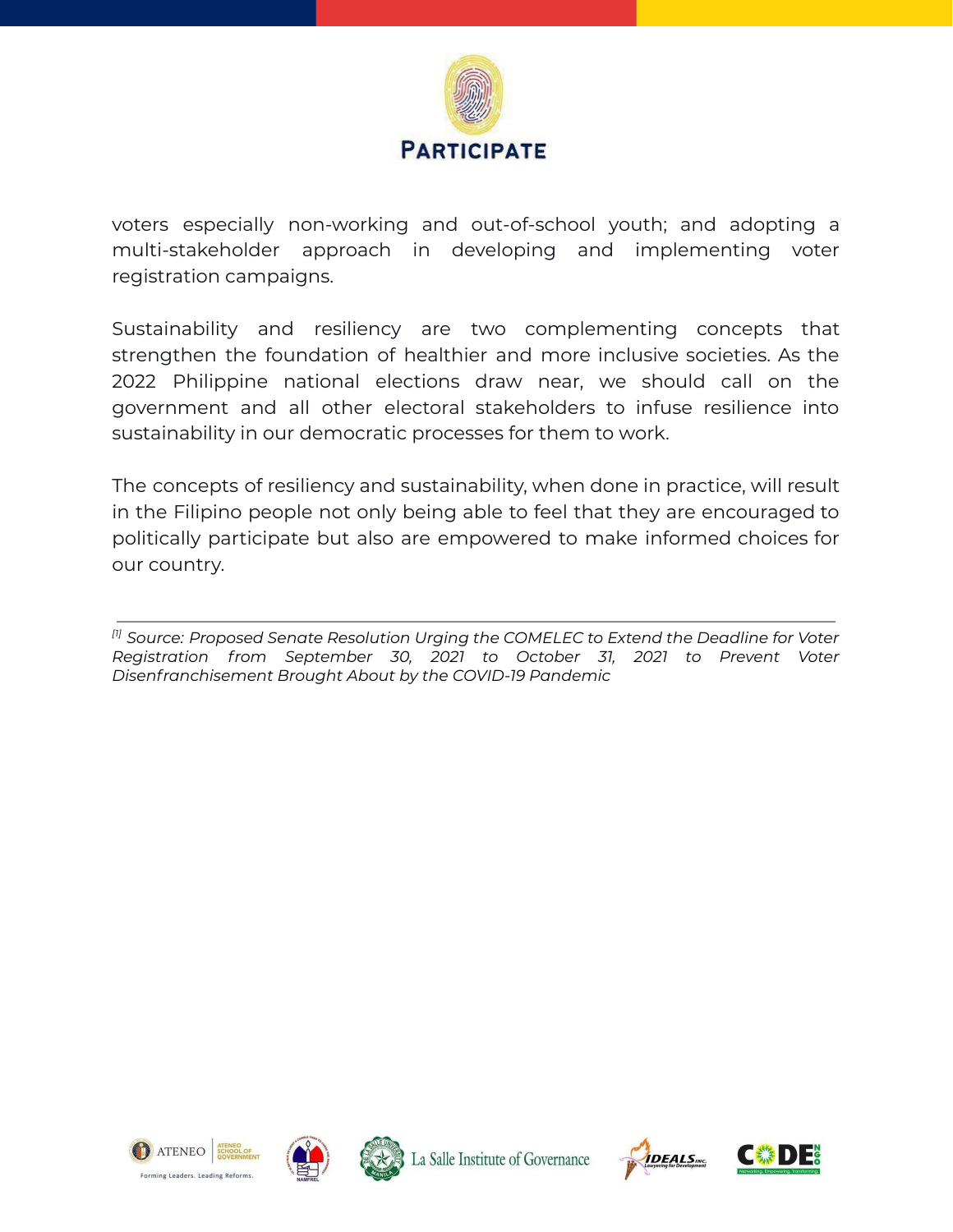voters especially non-working and out-of-school youth; and adopting a multi-stakeholder approach in developing and implementing voter registration campaigns.

Sustainability and resiliency are two complementing concepts that strengthen the foundation of healthier and more inclusive societies. As the 2022 Philippine national elections draw near, we should call on the government and all other electoral stakeholders to infuse resilience into sustainability in our democratic processes for them to work.

The concepts of resiliency and sustainability, when done in practice, will result in the Filipino people not only being able to feel that they are encouraged to politically participate but also are empowered to make informed choices for our country.

---

*[1] Source: Proposed Senate Resolution Urging the COMELEC to Extend the Deadline for Voter Registration from September 30, 2021 to October 31, 2021 to Prevent Voter Disenfranchisement Brought About by the COVID-19 Pandemic*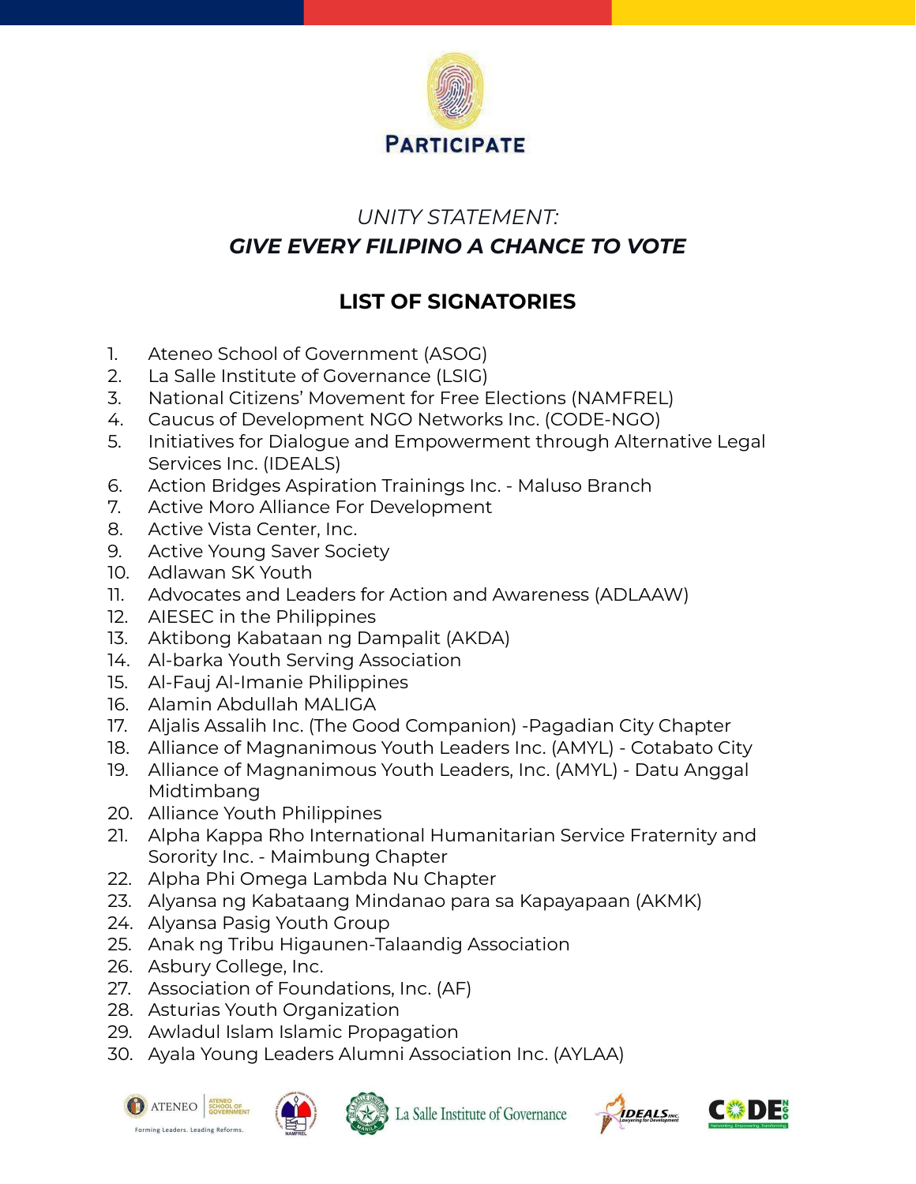PARTICIPATE

*UNITY STATEMENT:*

***GIVE EVERY FILIPINO A CHANCE TO VOTE***

## LIST OF SIGNATORIES

1. Ateneo School of Government (ASOG)
2. La Salle Institute of Governance (LSIG)
3. National Citizens' Movement for Free Elections (NAMFREL)
4. Caucus of Development NGO Networks Inc. (CODE-NGO)
5. Initiatives for Dialogue and Empowerment through Alternative Legal Services Inc. (IDEALS)
6. Action Bridges Aspiration Trainings Inc. - Maluso Branch
7. Active Moro Alliance For Development
8. Active Vista Center, Inc.
9. Active Young Saver Society
10. Adlawan SK Youth
11. Advocates and Leaders for Action and Awareness (ADLAAW)
12. AIESEC in the Philippines
13. Aktibong Kabataan ng Dampalit (AKDA)
14. Al-barka Youth Serving Association
15. Al-Fauj Al-Imanie Philippines
16. Alamin Abdullah MALIGA
17. Aljalis Assalih Inc. (The Good Companion) -Pagadian City Chapter
18. Alliance of Magnanimous Youth Leaders Inc. (AMYL) - Cotabato City
19. Alliance of Magnanimous Youth Leaders, Inc. (AMYL) - Datu Anggal Midtimbang
20. Alliance Youth Philippines
21. Alpha Kappa Rho International Humanitarian Service Fraternity and Sorority Inc. - Maimbung Chapter
22. Alpha Phi Omega Lambda Nu Chapter
23. Alyansa ng Kabataang Mindanao para sa Kapayapaan (AKMK)
24. Alyansa Pasig Youth Group
25. Anak ng Tribu Higaunen-Talaandig Association
26. Asbury College, Inc.
27. Association of Foundations, Inc. (AF)
28. Asturias Youth Organization
29. Awladul Islam Islamic Propagation
30. Ayala Young Leaders Alumni Association Inc. (AYLAA)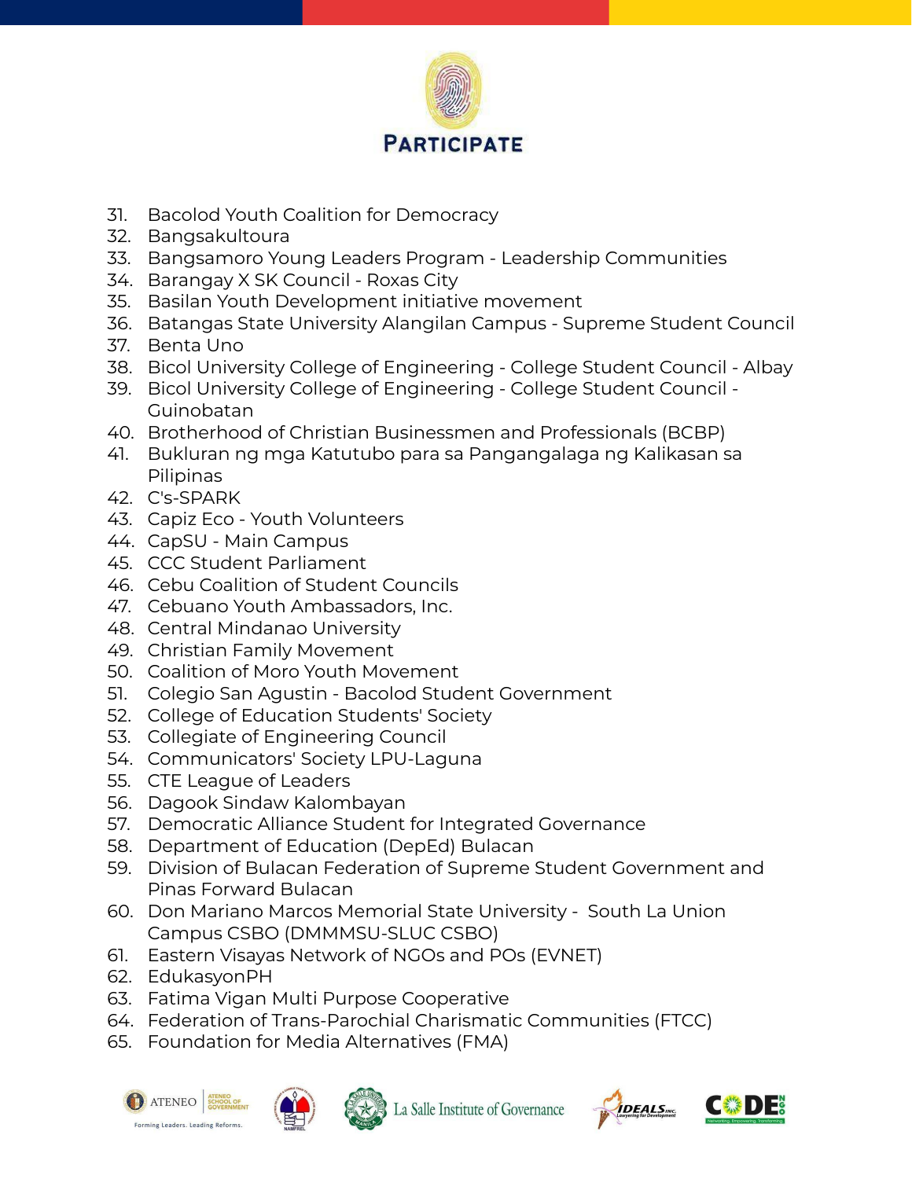31. Bacolod Youth Coalition for Democracy
32. Bangsakultoura
33. Bangsamoro Young Leaders Program - Leadership Communities
34. Barangay X SK Council - Roxas City
35. Basilan Youth Development initiative movement
36. Batangas State University Alangilan Campus - Supreme Student Council
37. Benta Uno
38. Bicol University College of Engineering - College Student Council - Albay
39. Bicol University College of Engineering - College Student Council - Guinobatan
40. Brotherhood of Christian Businessmen and Professionals (BCBP)
41. Bukluran ng mga Katutubo para sa Pangangalaga ng Kalikasan sa Pilipinas
42. C's-SPARK
43. Capiz Eco - Youth Volunteers
44. CapSU - Main Campus
45. CCC Student Parliament
46. Cebu Coalition of Student Councils
47. Cebuano Youth Ambassadors, Inc.
48. Central Mindanao University
49. Christian Family Movement
50. Coalition of Moro Youth Movement
51. Colegio San Agustin - Bacolod Student Government
52. College of Education Students' Society
53. Collegiate of Engineering Council
54. Communicators' Society LPU-Laguna
55. CTE League of Leaders
56. Dagook Sindaw Kalombayan
57. Democratic Alliance Student for Integrated Governance
58. Department of Education (DepEd) Bulacan
59. Division of Bulacan Federation of Supreme Student Government and Pinas Forward Bulacan
60. Don Mariano Marcos Memorial State University - South La Union Campus CSBO (DMMMSU-SLUC CSBO)
61. Eastern Visayas Network of NGOs and POs (EVNET)
62. EdukasyonPH
63. Fatima Vigan Multi Purpose Cooperative
64. Federation of Trans-Parochial Charismatic Communities (FTCC)
65. Foundation for Media Alternatives (FMA)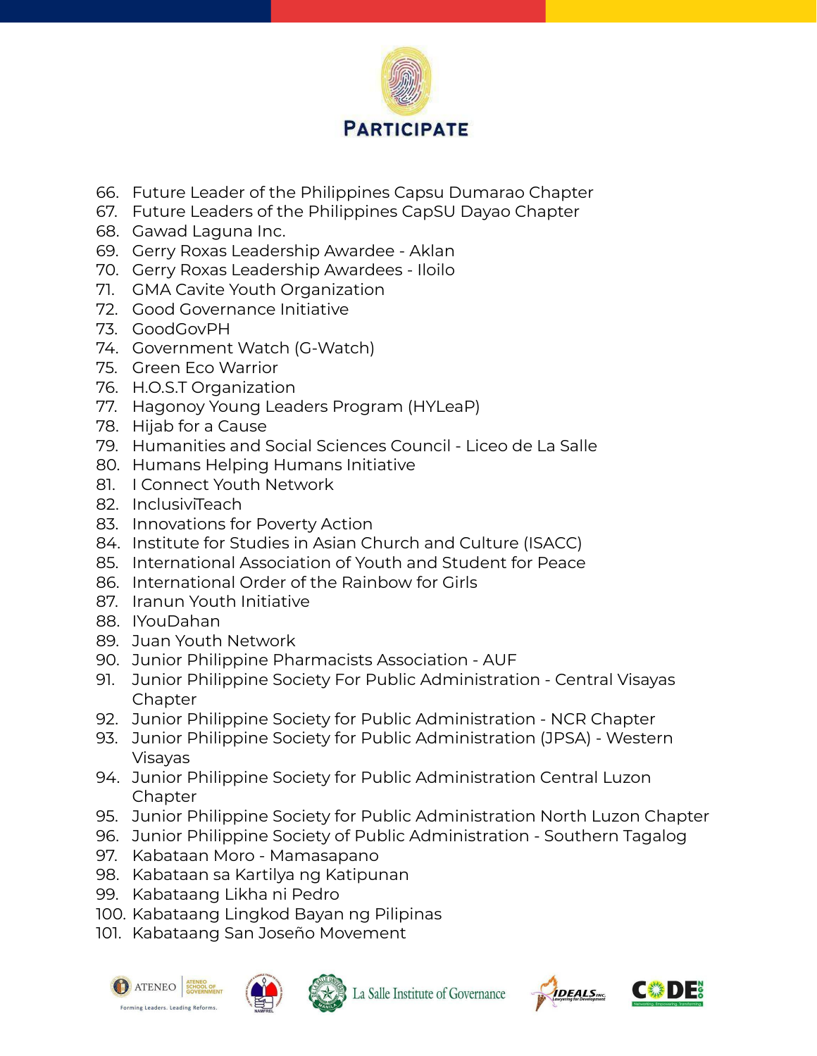66. Future Leader of the Philippines Capsu Dumarao Chapter
67. Future Leaders of the Philippines CapSU Dayao Chapter
68. Gawad Laguna Inc.
69. Gerry Roxas Leadership Awardee - Aklan
70. Gerry Roxas Leadership Awardees - Iloilo
71. GMA Cavite Youth Organization
72. Good Governance Initiative
73. GoodGovPH
74. Government Watch (G-Watch)
75. Green Eco Warrior
76. H.O.S.T Organization
77. Hagonoy Young Leaders Program (HYLeaP)
78. Hijab for a Cause
79. Humanities and Social Sciences Council - Liceo de La Salle
80. Humans Helping Humans Initiative
81. I Connect Youth Network
82. InclusiviTeach
83. Innovations for Poverty Action
84. Institute for Studies in Asian Church and Culture (ISACC)
85. International Association of Youth and Student for Peace
86. International Order of the Rainbow for Girls
87. Iranun Youth Initiative
88. IYouDahan
89. Juan Youth Network
90. Junior Philippine Pharmacists Association - AUF
91. Junior Philippine Society For Public Administration - Central Visayas Chapter
92. Junior Philippine Society for Public Administration - NCR Chapter
93. Junior Philippine Society for Public Administration (JPSA) - Western Visayas
94. Junior Philippine Society for Public Administration Central Luzon Chapter
95. Junior Philippine Society for Public Administration North Luzon Chapter
96. Junior Philippine Society of Public Administration - Southern Tagalog
97. Kabataan Moro - Mamasapano
98. Kabataan sa Kartilya ng Katipunan
99. Kabataang Likha ni Pedro
100. Kabataang Lingkod Bayan ng Pilipinas
101. Kabataang San Joseño Movement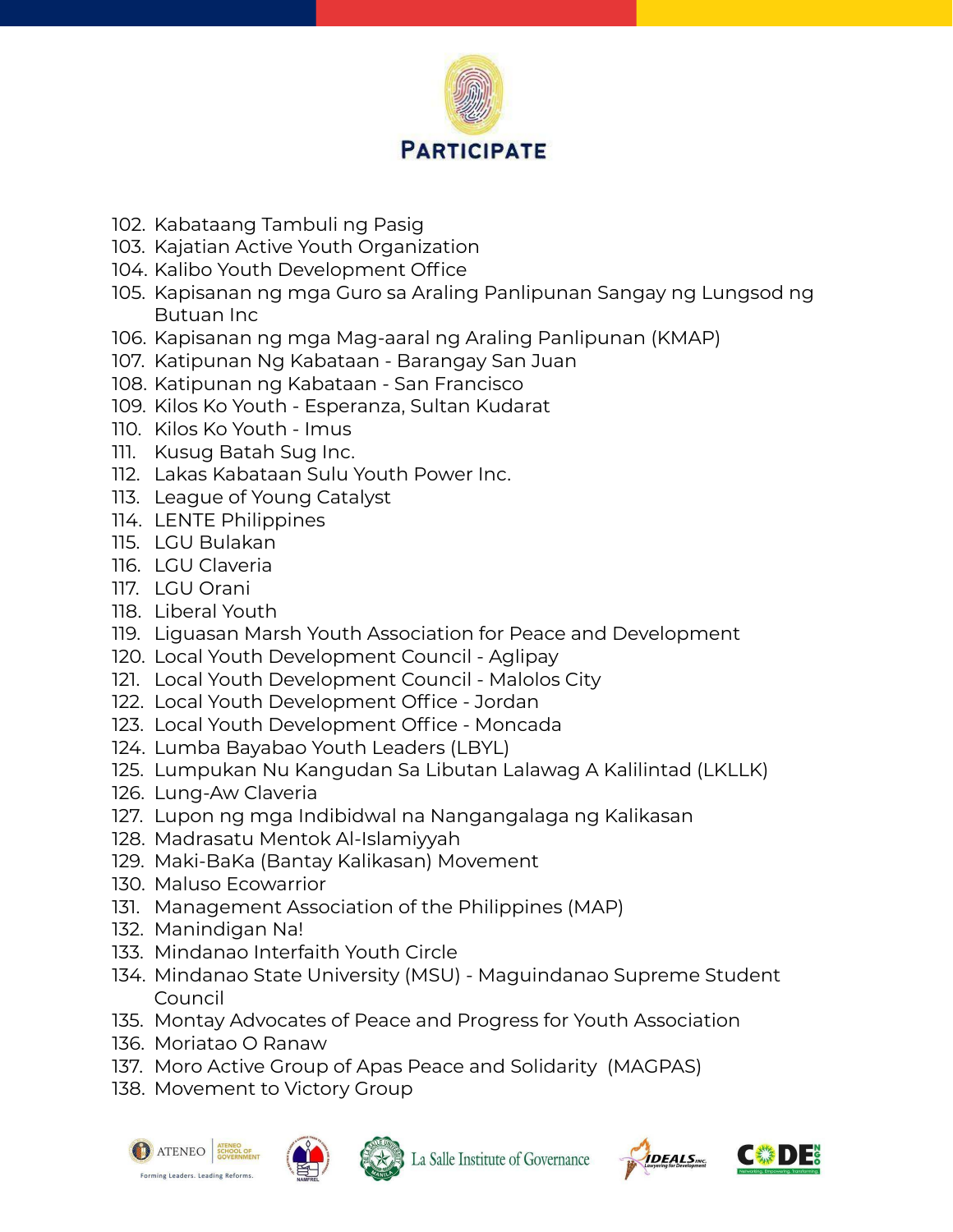102. Kabataang Tambuli ng Pasig
103. Kajatian Active Youth Organization
104. Kalibo Youth Development Office
105. Kapisanan ng mga Guro sa Araling Panlipunan Sangay ng Lungsod ng Butuan Inc
106. Kapisanan ng mga Mag-aaral ng Araling Panlipunan (KMAP)
107. Katipunan Ng Kabataan - Barangay San Juan
108. Katipunan ng Kabataan - San Francisco
109. Kilos Ko Youth - Esperanza, Sultan Kudarat
110. Kilos Ko Youth - Imus
111. Kusug Batah Sug Inc.
112. Lakas Kabataan Sulu Youth Power Inc.
113. League of Young Catalyst
114. LENTE Philippines
115. LGU Bulakan
116. LGU Claveria
117. LGU Orani
118. Liberal Youth
119. Liguasan Marsh Youth Association for Peace and Development
120. Local Youth Development Council - Aglipay
121. Local Youth Development Council - Malolos City
122. Local Youth Development Office - Jordan
123. Local Youth Development Office - Moncada
124. Lumba Bayabao Youth Leaders (LBYL)
125. Lumpukan Nu Kangudan Sa Libutan Lalawag A Kalilintad (LKLLK)
126. Lung-Aw Claveria
127. Lupon ng mga Indibidwal na Nangangalaga ng Kalikasan
128. Madrasatu Mentok Al-Islamiyyah
129. Maki-BaKa (Bantay Kalikasan) Movement
130. Maluso Ecowarrior
131. Management Association of the Philippines (MAP)
132. Manindigan Na!
133. Mindanao Interfaith Youth Circle
134. Mindanao State University (MSU) - Maguindanao Supreme Student Council
135. Montay Advocates of Peace and Progress for Youth Association
136. Moriatao O Ranaw
137. Moro Active Group of Apas Peace and Solidarity (MAGPAS)
138. Movement to Victory Group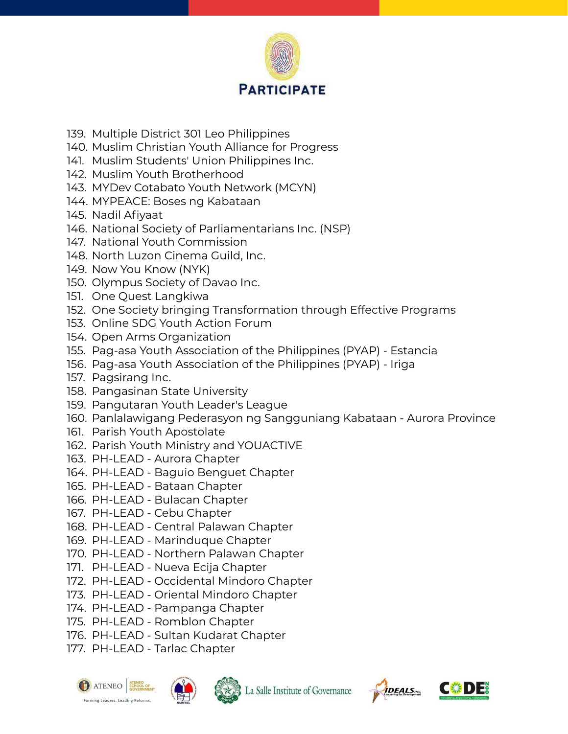139. Multiple District 301 Leo Philippines
140. Muslim Christian Youth Alliance for Progress
141. Muslim Students' Union Philippines Inc.
142. Muslim Youth Brotherhood
143. MYDev Cotabato Youth Network (MCYN)
144. MYPEACE: Boses ng Kabataan
145. Nadil Afiyaat
146. National Society of Parliamentarians Inc. (NSP)
147. National Youth Commission
148. North Luzon Cinema Guild, Inc.
149. Now You Know (NYK)
150. Olympus Society of Davao Inc.
151. One Quest Langkiwa
152. One Society bringing Transformation through Effective Programs
153. Online SDG Youth Action Forum
154. Open Arms Organization
155. Pag-asa Youth Association of the Philippines (PYAP) - Estancia
156. Pag-asa Youth Association of the Philippines (PYAP) - Iriga
157. Pagsirang Inc.
158. Pangasinan State University
159. Pangutaran Youth Leader's League
160. Panlalawigang Pederasyon ng Sangguniang Kabataan - Aurora Province
161. Parish Youth Apostolate
162. Parish Youth Ministry and YOUACTIVE
163. PH-LEAD - Aurora Chapter
164. PH-LEAD - Baguio Benguet Chapter
165. PH-LEAD - Bataan Chapter
166. PH-LEAD - Bulacan Chapter
167. PH-LEAD - Cebu Chapter
168. PH-LEAD - Central Palawan Chapter
169. PH-LEAD - Marinduque Chapter
170. PH-LEAD - Northern Palawan Chapter
171. PH-LEAD - Nueva Ecija Chapter
172. PH-LEAD - Occidental Mindoro Chapter
173. PH-LEAD - Oriental Mindoro Chapter
174. PH-LEAD - Pampanga Chapter
175. PH-LEAD - Romblon Chapter
176. PH-LEAD - Sultan Kudarat Chapter
177. PH-LEAD - Tarlac Chapter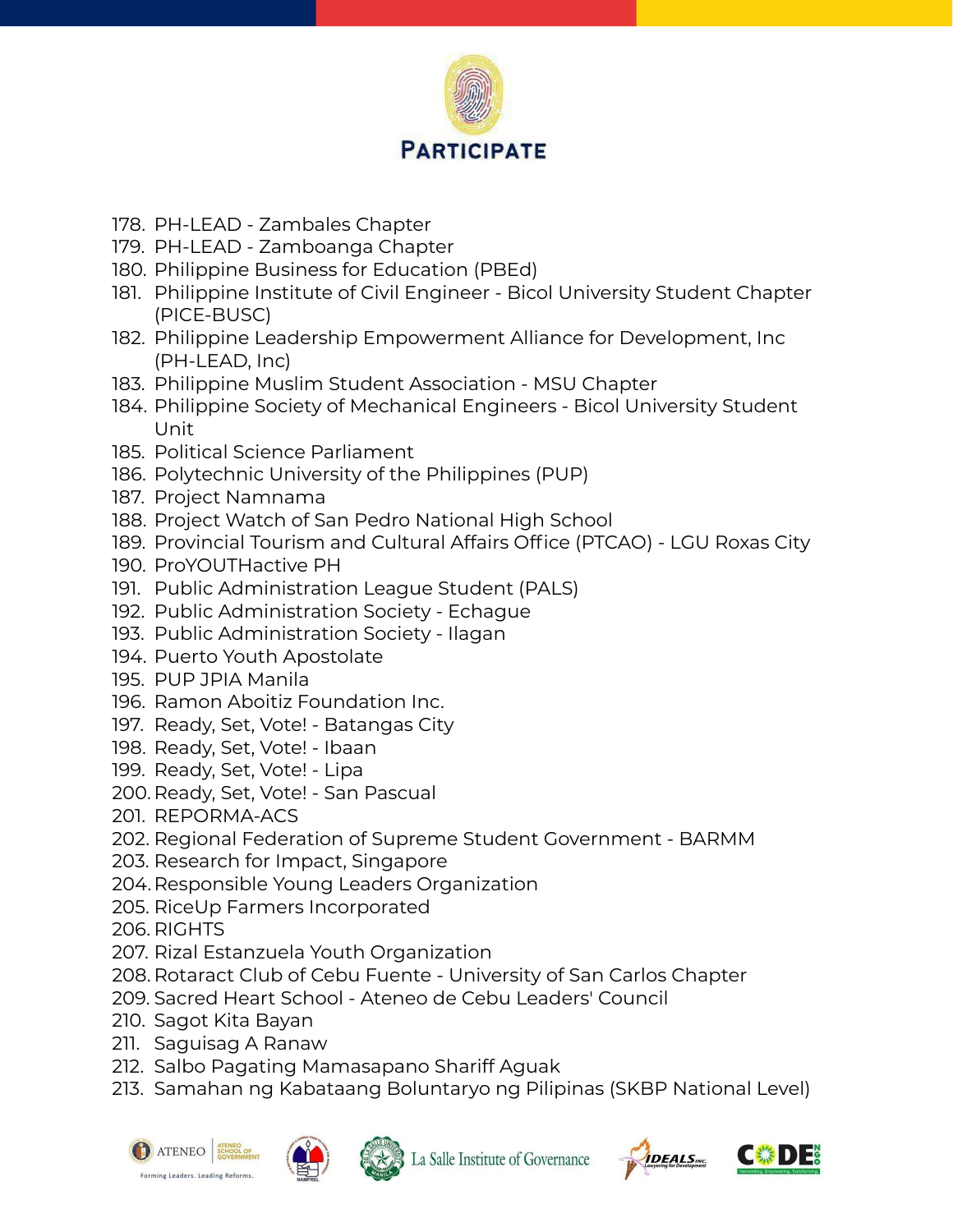178. PH-LEAD - Zambales Chapter
179. PH-LEAD - Zamboanga Chapter
180. Philippine Business for Education (PBEd)
181. Philippine Institute of Civil Engineer - Bicol University Student Chapter (PICE-BUSC)
182. Philippine Leadership Empowerment Alliance for Development, Inc (PH-LEAD, Inc)
183. Philippine Muslim Student Association - MSU Chapter
184. Philippine Society of Mechanical Engineers - Bicol University Student Unit
185. Political Science Parliament
186. Polytechnic University of the Philippines (PUP)
187. Project Namnama
188. Project Watch of San Pedro National High School
189. Provincial Tourism and Cultural Affairs Office (PTCAO) - LGU Roxas City
190. ProYOUTHactive PH
191. Public Administration League Student (PALS)
192. Public Administration Society - Echague
193. Public Administration Society - Ilagan
194. Puerto Youth Apostolate
195. PUP JPIA Manila
196. Ramon Aboitiz Foundation Inc.
197. Ready, Set, Vote! - Batangas City
198. Ready, Set, Vote! - Ibaan
199. Ready, Set, Vote! - Lipa
200. Ready, Set, Vote! - San Pascual
201. REPORMA-ACS
202. Regional Federation of Supreme Student Government - BARMM
203. Research for Impact, Singapore
204. Responsible Young Leaders Organization
205. RiceUp Farmers Incorporated
206. RIGHTS
207. Rizal Estanzuela Youth Organization
208. Rotaract Club of Cebu Fuente - University of San Carlos Chapter
209. Sacred Heart School - Ateneo de Cebu Leaders' Council
210. Sagot Kita Bayan
211. Saguisag A Ranaw
212. Salbo Pagating Mamasapano Shariff Aguak
213. Samahan ng Kabataang Boluntaryo ng Pilipinas (SKBP National Level)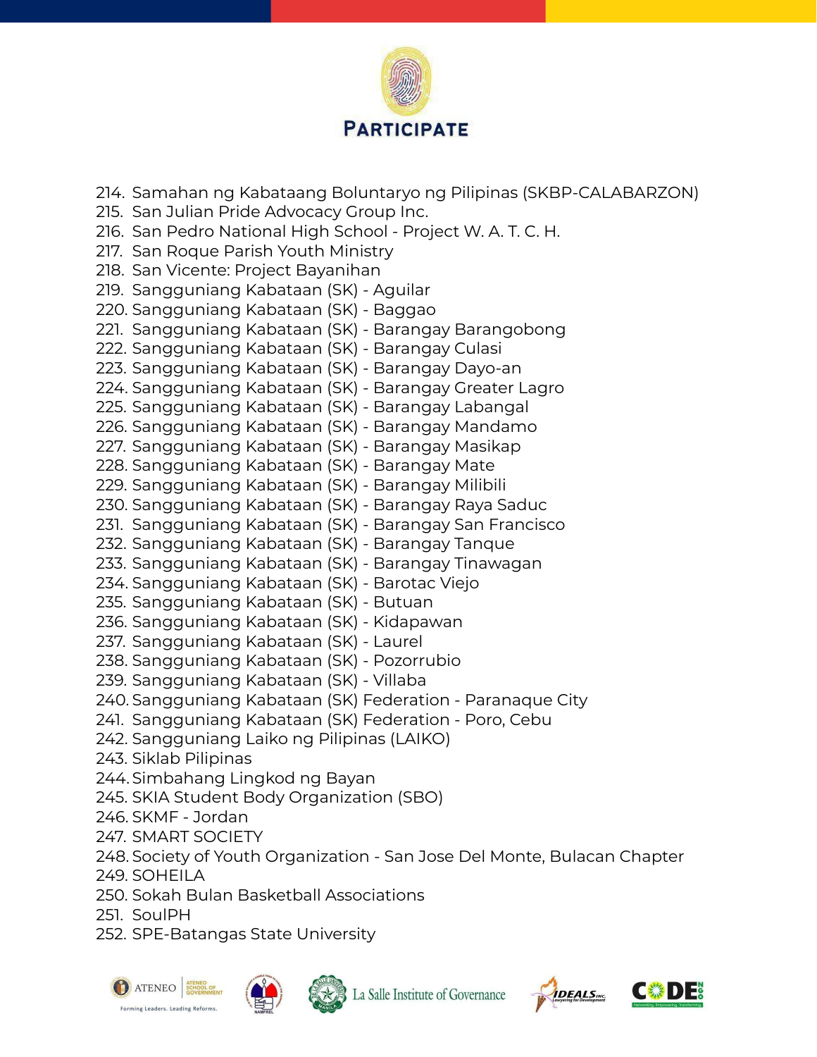214. Samahan ng Kabataang Boluntaryo ng Pilipinas (SKBP-CALABARZON)
215. San Julian Pride Advocacy Group Inc.
216. San Pedro National High School - Project W. A. T. C. H.
217. San Roque Parish Youth Ministry
218. San Vicente: Project Bayanihan
219. Sangguniang Kabataan (SK) - Aguilar
220. Sangguniang Kabataan (SK) - Baggao
221. Sangguniang Kabataan (SK) - Barangay Barangobong
222. Sangguniang Kabataan (SK) - Barangay Culasi
223. Sangguniang Kabataan (SK) - Barangay Dayo-an
224. Sangguniang Kabataan (SK) - Barangay Greater Lagro
225. Sangguniang Kabataan (SK) - Barangay Labangal
226. Sangguniang Kabataan (SK) - Barangay Mandamo
227. Sangguniang Kabataan (SK) - Barangay Masikap
228. Sangguniang Kabataan (SK) - Barangay Mate
229. Sangguniang Kabataan (SK) - Barangay Milibili
230. Sangguniang Kabataan (SK) - Barangay Raya Saduc
231. Sangguniang Kabataan (SK) - Barangay San Francisco
232. Sangguniang Kabataan (SK) - Barangay Tanque
233. Sangguniang Kabataan (SK) - Barangay Tinawagan
234. Sangguniang Kabataan (SK) - Barotac Viejo
235. Sangguniang Kabataan (SK) - Butuan
236. Sangguniang Kabataan (SK) - Kidapawan
237. Sangguniang Kabataan (SK) - Laurel
238. Sangguniang Kabataan (SK) - Pozorrubio
239. Sangguniang Kabataan (SK) - Villaba
240. Sangguniang Kabataan (SK) Federation - Paranaque City
241. Sangguniang Kabataan (SK) Federation - Poro, Cebu
242. Sangguniang Laiko ng Pilipinas (LAIKO)
243. Siklab Pilipinas
244. Simbahang Lingkod ng Bayan
245. SKIA Student Body Organization (SBO)
246. SKMF - Jordan
247. SMART SOCIETY
248. Society of Youth Organization - San Jose Del Monte, Bulacan Chapter
249. SOHEILA
250. Sokah Bulan Basketball Associations
251. SoulPH
252. SPE-Batangas State University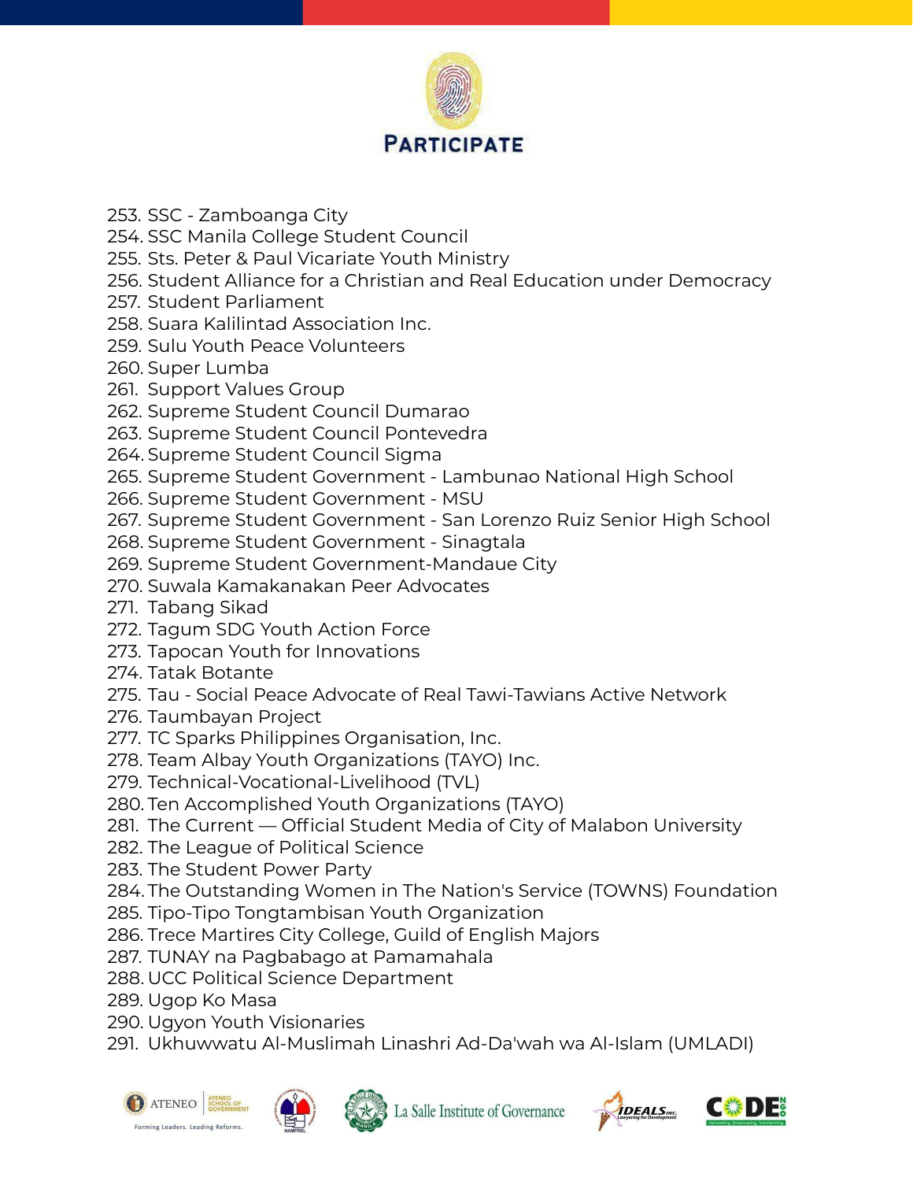253. SSC - Zamboanga City
254. SSC Manila College Student Council
255. Sts. Peter & Paul Vicariate Youth Ministry
256. Student Alliance for a Christian and Real Education under Democracy
257. Student Parliament
258. Suara Kalilintad Association Inc.
259. Sulu Youth Peace Volunteers
260. Super Lumba
261. Support Values Group
262. Supreme Student Council Dumarao
263. Supreme Student Council Pontevedra
264. Supreme Student Council Sigma
265. Supreme Student Government - Lambunao National High School
266. Supreme Student Government - MSU
267. Supreme Student Government - San Lorenzo Ruiz Senior High School
268. Supreme Student Government - Sinagtala
269. Supreme Student Government-Mandaue City
270. Suwala Kamakanakan Peer Advocates
271. Tabang Sikad
272. Tagum SDG Youth Action Force
273. Tapocan Youth for Innovations
274. Tatak Botante
275. Tau - Social Peace Advocate of Real Tawi-Tawians Active Network
276. Taumbayan Project
277. TC Sparks Philippines Organisation, Inc.
278. Team Albay Youth Organizations (TAYO) Inc.
279. Technical-Vocational-Livelihood (TVL)
280. Ten Accomplished Youth Organizations (TAYO)
281. The Current — Official Student Media of City of Malabon University
282. The League of Political Science
283. The Student Power Party
284. The Outstanding Women in The Nation's Service (TOWNS) Foundation
285. Tipo-Tipo Tongtambisan Youth Organization
286. Trece Martires City College, Guild of English Majors
287. TUNAY na Pagbabago at Pamamahala
288. UCC Political Science Department
289. Ugop Ko Masa
290. Ugyon Youth Visionaries
291. Ukhuwwatu Al-Muslimah Linashri Ad-Da'wah wa Al-Islam (UMLADI)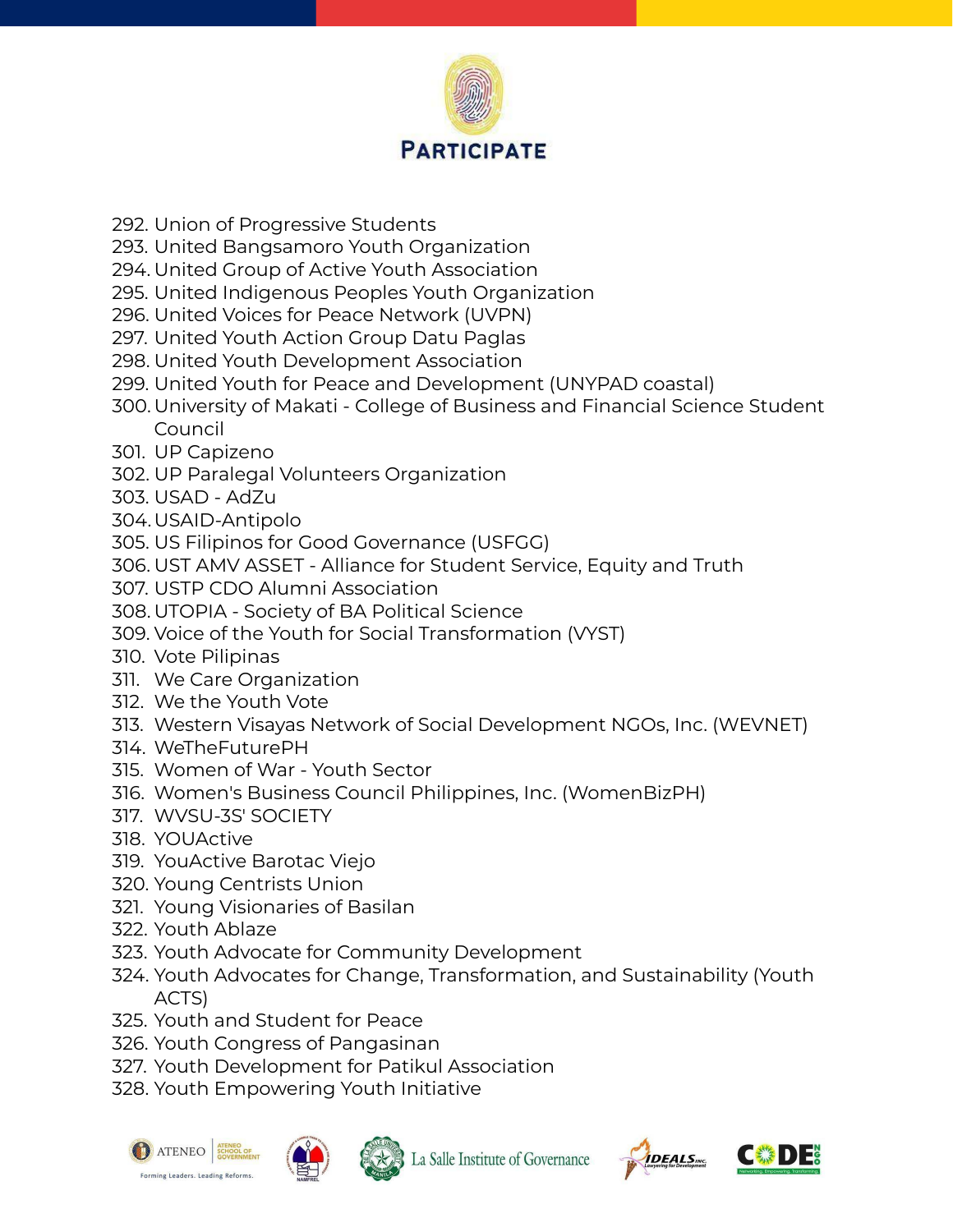292. Union of Progressive Students
293. United Bangsamoro Youth Organization
294. United Group of Active Youth Association
295. United Indigenous Peoples Youth Organization
296. United Voices for Peace Network (UVPN)
297. United Youth Action Group Datu Paglas
298. United Youth Development Association
299. United Youth for Peace and Development (UNYPAD coastal)
300. University of Makati - College of Business and Financial Science Student Council
301. UP Capizeno
302. UP Paralegal Volunteers Organization
303. USAD - AdZu
304. USAID-Antipolo
305. US Filipinos for Good Governance (USFGG)
306. UST AMV ASSET - Alliance for Student Service, Equity and Truth
307. USTP CDO Alumni Association
308. UTOPIA - Society of BA Political Science
309. Voice of the Youth for Social Transformation (VYST)
310. Vote Pilipinas
311. We Care Organization
312. We the Youth Vote
313. Western Visayas Network of Social Development NGOs, Inc. (WEVNET)
314. WeTheFuturePH
315. Women of War - Youth Sector
316. Women's Business Council Philippines, Inc. (WomenBizPH)
317. WVSU-3S' SOCIETY
318. YOUActive
319. YouActive Barotac Viejo
320. Young Centrists Union
321. Young Visionaries of Basilan
322. Youth Ablaze
323. Youth Advocate for Community Development
324. Youth Advocates for Change, Transformation, and Sustainability (Youth ACTS)
325. Youth and Student for Peace
326. Youth Congress of Pangasinan
327. Youth Development for Patikul Association
328. Youth Empowering Youth Initiative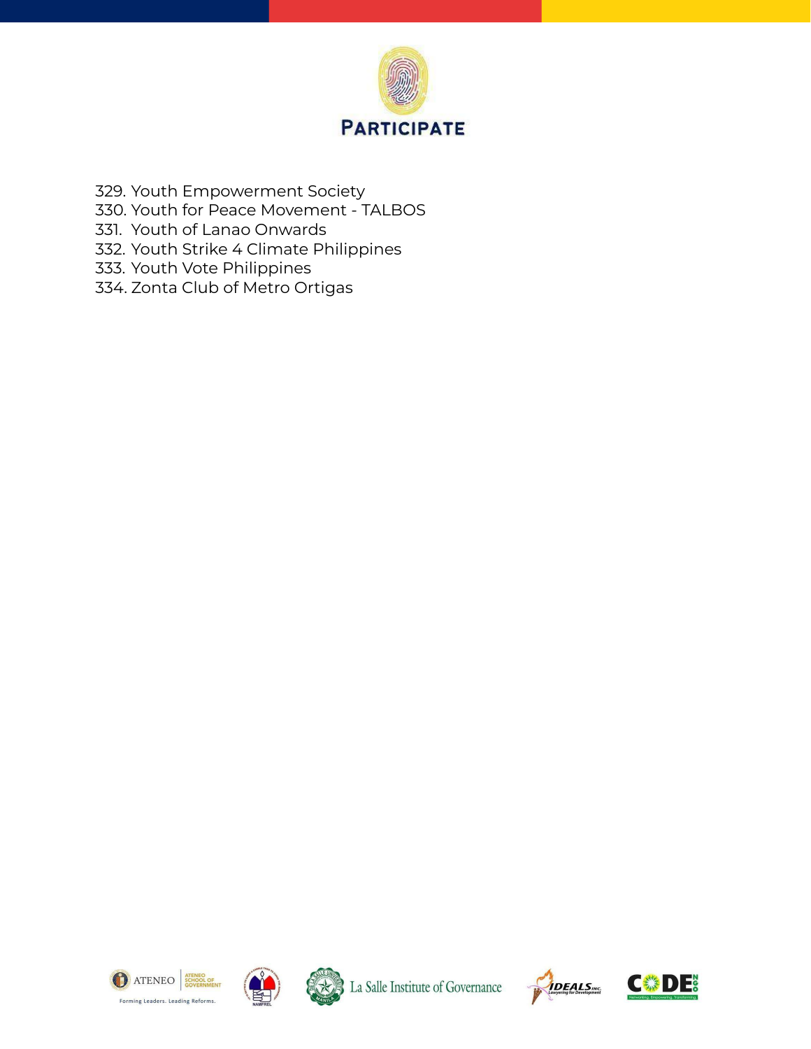329. Youth Empowerment Society
330. Youth for Peace Movement - TALBOS
331. Youth of Lanao Onwards
332. Youth Strike 4 Climate Philippines
333. Youth Vote Philippines
334. Zonta Club of Metro Ortigas